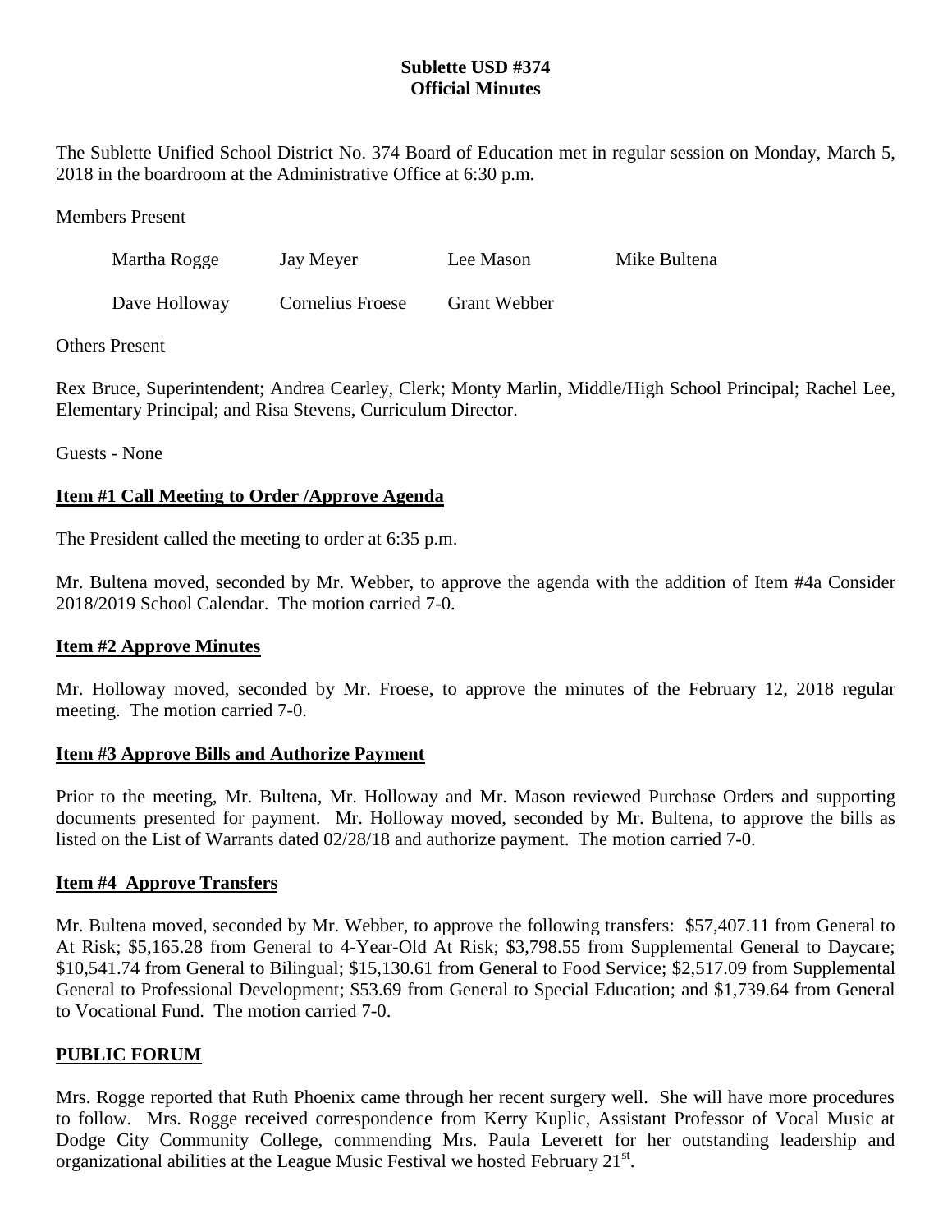**Sublette USD #374**
**Official Minutes**

The Sublette Unified School District No. 374 Board of Education met in regular session on Monday, March 5, 2018 in the boardroom at the Administrative Office at 6:30 p.m.

Members Present

| | | | |
|---|---|---|---|
| Martha Rogge | Jay Meyer | Lee Mason | Mike Bultena |
| Dave Holloway | Cornelius Froese | Grant Webber | |

Others Present

Rex Bruce, Superintendent; Andrea Cearley, Clerk; Monty Marlin, Middle/High School Principal; Rachel Lee, Elementary Principal; and Risa Stevens, Curriculum Director.

Guests - None

## Item #1 Call Meeting to Order /Approve Agenda

The President called the meeting to order at 6:35 p.m.

Mr. Bultena moved, seconded by Mr. Webber, to approve the agenda with the addition of Item #4a Consider 2018/2019 School Calendar. The motion carried 7-0.

## Item #2 Approve Minutes

Mr. Holloway moved, seconded by Mr. Froese, to approve the minutes of the February 12, 2018 regular meeting. The motion carried 7-0.

## Item #3 Approve Bills and Authorize Payment

Prior to the meeting, Mr. Bultena, Mr. Holloway and Mr. Mason reviewed Purchase Orders and supporting documents presented for payment. Mr. Holloway moved, seconded by Mr. Bultena, to approve the bills as listed on the List of Warrants dated 02/28/18 and authorize payment. The motion carried 7-0.

## Item #4 Approve Transfers

Mr. Bultena moved, seconded by Mr. Webber, to approve the following transfers: $57,407.11 from General to At Risk; $5,165.28 from General to 4-Year-Old At Risk; $3,798.55 from Supplemental General to Daycare; $10,541.74 from General to Bilingual; $15,130.61 from General to Food Service; $2,517.09 from Supplemental General to Professional Development; $53.69 from General to Special Education; and $1,739.64 from General to Vocational Fund. The motion carried 7-0.

## PUBLIC FORUM

Mrs. Rogge reported that Ruth Phoenix came through her recent surgery well. She will have more procedures to follow. Mrs. Rogge received correspondence from Kerry Kuplic, Assistant Professor of Vocal Music at Dodge City Community College, commending Mrs. Paula Leverett for her outstanding leadership and organizational abilities at the League Music Festival we hosted February 21st.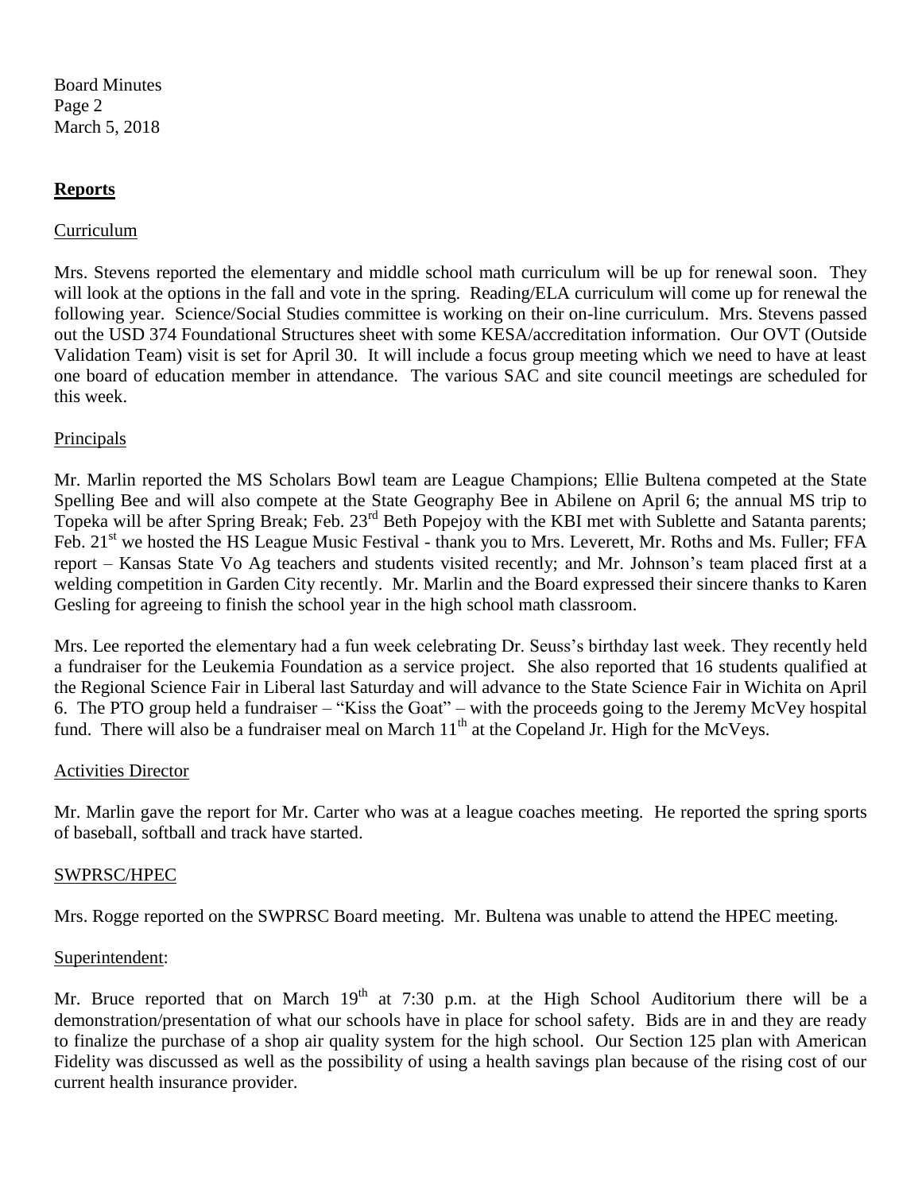## Reports

Curriculum

Mrs. Stevens reported the elementary and middle school math curriculum will be up for renewal soon. They will look at the options in the fall and vote in the spring. Reading/ELA curriculum will come up for renewal the following year. Science/Social Studies committee is working on their on-line curriculum. Mrs. Stevens passed out the USD 374 Foundational Structures sheet with some KESA/accreditation information. Our OVT (Outside Validation Team) visit is set for April 30. It will include a focus group meeting which we need to have at least one board of education member in attendance. The various SAC and site council meetings are scheduled for this week.

Principals

Mr. Marlin reported the MS Scholars Bowl team are League Champions; Ellie Bultena competed at the State Spelling Bee and will also compete at the State Geography Bee in Abilene on April 6; the annual MS trip to Topeka will be after Spring Break; Feb. 23rd Beth Popejoy with the KBI met with Sublette and Satanta parents; Feb. 21st we hosted the HS League Music Festival - thank you to Mrs. Leverett, Mr. Roths and Ms. Fuller; FFA report – Kansas State Vo Ag teachers and students visited recently; and Mr. Johnson's team placed first at a welding competition in Garden City recently. Mr. Marlin and the Board expressed their sincere thanks to Karen Gesling for agreeing to finish the school year in the high school math classroom.

Mrs. Lee reported the elementary had a fun week celebrating Dr. Seuss's birthday last week. They recently held a fundraiser for the Leukemia Foundation as a service project. She also reported that 16 students qualified at the Regional Science Fair in Liberal last Saturday and will advance to the State Science Fair in Wichita on April 6. The PTO group held a fundraiser – "Kiss the Goat" – with the proceeds going to the Jeremy McVey hospital fund. There will also be a fundraiser meal on March 11th at the Copeland Jr. High for the McVeys.

Activities Director

Mr. Marlin gave the report for Mr. Carter who was at a league coaches meeting. He reported the spring sports of baseball, softball and track have started.

SWPRSC/HPEC

Mrs. Rogge reported on the SWPRSC Board meeting. Mr. Bultena was unable to attend the HPEC meeting.

Superintendent:

Mr. Bruce reported that on March 19th at 7:30 p.m. at the High School Auditorium there will be a demonstration/presentation of what our schools have in place for school safety. Bids are in and they are ready to finalize the purchase of a shop air quality system for the high school. Our Section 125 plan with American Fidelity was discussed as well as the possibility of using a health savings plan because of the rising cost of our current health insurance provider.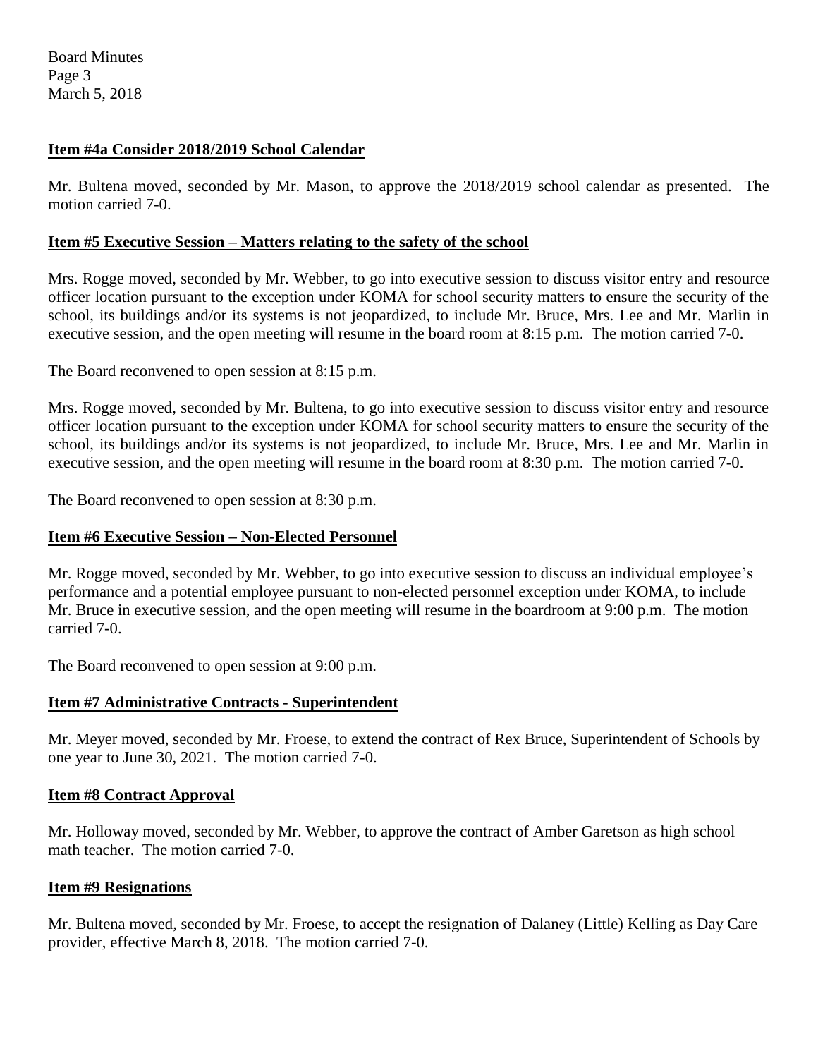**Item #4a Consider 2018/2019 School Calendar**

Mr. Bultena moved, seconded by Mr. Mason, to approve the 2018/2019 school calendar as presented. The motion carried 7-0.

**Item #5 Executive Session – Matters relating to the safety of the school**

Mrs. Rogge moved, seconded by Mr. Webber, to go into executive session to discuss visitor entry and resource officer location pursuant to the exception under KOMA for school security matters to ensure the security of the school, its buildings and/or its systems is not jeopardized, to include Mr. Bruce, Mrs. Lee and Mr. Marlin in executive session, and the open meeting will resume in the board room at 8:15 p.m. The motion carried 7-0.

The Board reconvened to open session at 8:15 p.m.

Mrs. Rogge moved, seconded by Mr. Bultena, to go into executive session to discuss visitor entry and resource officer location pursuant to the exception under KOMA for school security matters to ensure the security of the school, its buildings and/or its systems is not jeopardized, to include Mr. Bruce, Mrs. Lee and Mr. Marlin in executive session, and the open meeting will resume in the board room at 8:30 p.m. The motion carried 7-0.

The Board reconvened to open session at 8:30 p.m.

**Item #6 Executive Session – Non-Elected Personnel**

Mr. Rogge moved, seconded by Mr. Webber, to go into executive session to discuss an individual employee's performance and a potential employee pursuant to non-elected personnel exception under KOMA, to include Mr. Bruce in executive session, and the open meeting will resume in the boardroom at 9:00 p.m. The motion carried 7-0.

The Board reconvened to open session at 9:00 p.m.

**Item #7 Administrative Contracts - Superintendent**

Mr. Meyer moved, seconded by Mr. Froese, to extend the contract of Rex Bruce, Superintendent of Schools by one year to June 30, 2021. The motion carried 7-0.

**Item #8 Contract Approval**

Mr. Holloway moved, seconded by Mr. Webber, to approve the contract of Amber Garetson as high school math teacher. The motion carried 7-0.

**Item #9 Resignations**

Mr. Bultena moved, seconded by Mr. Froese, to accept the resignation of Dalaney (Little) Kelling as Day Care provider, effective March 8, 2018. The motion carried 7-0.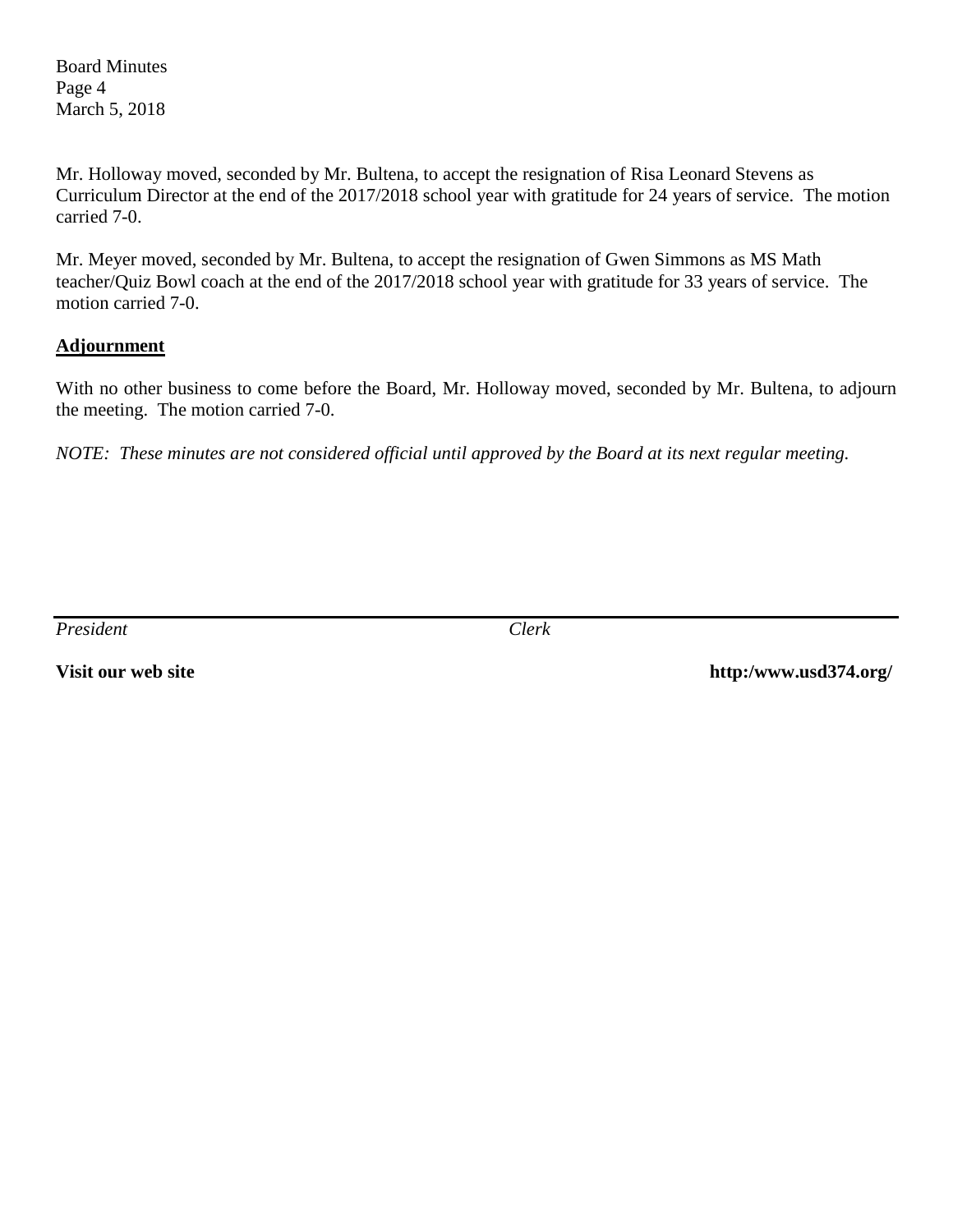Mr. Holloway moved, seconded by Mr. Bultena, to accept the resignation of Risa Leonard Stevens as Curriculum Director at the end of the 2017/2018 school year with gratitude for 24 years of service. The motion carried 7-0.

Mr. Meyer moved, seconded by Mr. Bultena, to accept the resignation of Gwen Simmons as MS Math teacher/Quiz Bowl coach at the end of the 2017/2018 school year with gratitude for 33 years of service. The motion carried 7-0.

**Adjournment**

With no other business to come before the Board, Mr. Holloway moved, seconded by Mr. Bultena, to adjourn the meeting. The motion carried 7-0.

*NOTE: These minutes are not considered official until approved by the Board at its next regular meeting.*

*President* *Clerk*

**Visit our web site** **http:/www.usd374.org/**